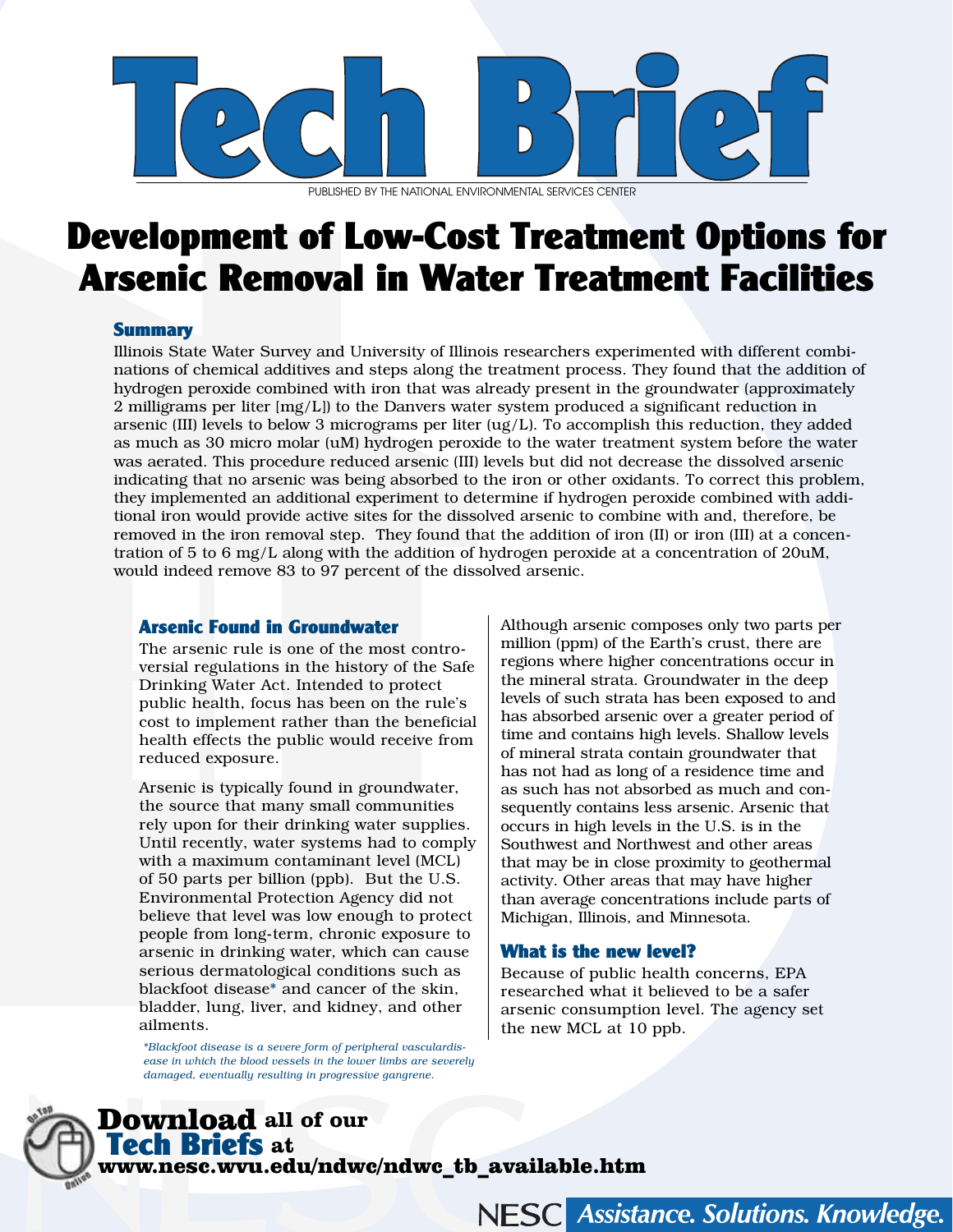# Tech Brief

PUBLISHED BY THE NATIONAL ENVIRONMENTAL SERVICES CENTER

# Development of Low-Cost Treatment Options for Arsenic Removal in Water Treatment Facilities

## Summary

Illinois State Water Survey and University of Illinois researchers experimented with different combinations of chemical additives and steps along the treatment process. They found that the addition of hydrogen peroxide combined with iron that was already present in the groundwater (approximately 2 milligrams per liter [mg/L]) to the Danvers water system produced a significant reduction in arsenic (III) levels to below 3 micrograms per liter (ug/L). To accomplish this reduction, they added as much as 30 micro molar (uM) hydrogen peroxide to the water treatment system before the water was aerated. This procedure reduced arsenic (III) levels but did not decrease the dissolved arsenic indicating that no arsenic was being absorbed to the iron or other oxidants. To correct this problem, they implemented an additional experiment to determine if hydrogen peroxide combined with additional iron would provide active sites for the dissolved arsenic to combine with and, therefore, be removed in the iron removal step. They found that the addition of iron (II) or iron (III) at a concentration of 5 to 6 mg/L along with the addition of hydrogen peroxide at a concentration of 20uM, would indeed remove 83 to 97 percent of the dissolved arsenic.

## Arsenic Found in Groundwater

The arsenic rule is one of the most controversial regulations in the history of the Safe Drinking Water Act. Intended to protect public health, focus has been on the rule's cost to implement rather than the beneficial health effects the public would receive from reduced exposure.

Arsenic is typically found in groundwater, the source that many small communities rely upon for their drinking water supplies. Until recently, water systems had to comply with a maximum contaminant level (MCL) of 50 parts per billion (ppb). But the U.S. Environmental Protection Agency did not believe that level was low enough to protect people from long-term, chronic exposure to arsenic in drinking water, which can cause serious dermatological conditions such as blackfoot disease* and cancer of the skin, bladder, lung, liver, and kidney, and other ailments.

*\*Blackfoot disease is a severe form of peripheral vasculardisease in which the blood vessels in the lower limbs are severely damaged, eventually resulting in progressive gangrene.*

Although arsenic composes only two parts per million (ppm) of the Earth's crust, there are regions where higher concentrations occur in the mineral strata. Groundwater in the deep levels of such strata has been exposed to and has absorbed arsenic over a greater period of time and contains high levels. Shallow levels of mineral strata contain groundwater that has not had as long of a residence time and as such has not absorbed as much and consequently contains less arsenic. Arsenic that occurs in high levels in the U.S. is in the Southwest and Northwest and other areas that may be in close proximity to geothermal activity. Other areas that may have higher than average concentrations include parts of Michigan, Illinois, and Minnesota.

## What is the new level?

Because of public health concerns, EPA researched what it believed to be a safer arsenic consumption level. The agency set the new MCL at 10 ppb.

**Download all of our Tech Briefs at www.nesc.wvu.edu/ndwc/ndwc_tb_available.htm**

NESC *Assistance. Solutions. Knowledge.*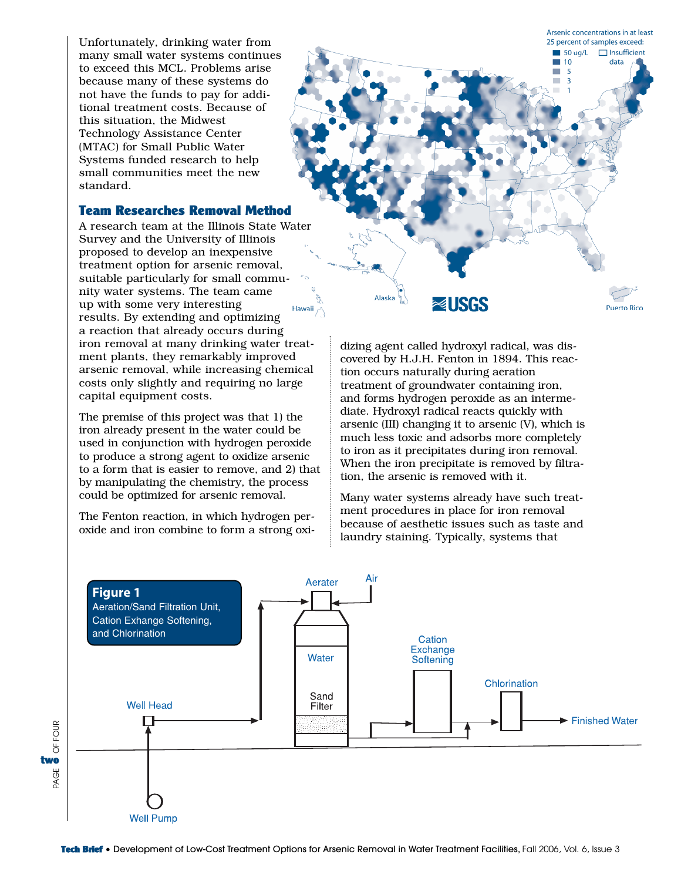Unfortunately, drinking water from many small water systems continues to exceed this MCL. Problems arise because many of these systems do not have the funds to pay for additional treatment costs. Because of this situation, the Midwest Technology Assistance Center (MTAC) for Small Public Water Systems funded research to help small communities meet the new standard.

Arsenic concentrations in at least 25 percent of samples exceed: 50 ug/L, 10, 5, 3, 1, Insufficient data

## Team Researches Removal Method

A research team at the Illinois State Water Survey and the University of Illinois proposed to develop an inexpensive treatment option for arsenic removal, suitable particularly for small community water systems. The team came up with some very interesting results. By extending and optimizing a reaction that already occurs during iron removal at many drinking water treatment plants, they remarkably improved arsenic removal, while increasing chemical costs only slightly and requiring no large capital equipment costs.

The premise of this project was that 1) the iron already present in the water could be used in conjunction with hydrogen peroxide to produce a strong agent to oxidize arsenic to a form that is easier to remove, and 2) that by manipulating the chemistry, the process could be optimized for arsenic removal.

The Fenton reaction, in which hydrogen peroxide and iron combine to form a strong oxidizing agent called hydroxyl radical, was discovered by H.J.H. Fenton in 1894. This reaction occurs naturally during aeration treatment of groundwater containing iron, and forms hydrogen peroxide as an intermediate. Hydroxyl radical reacts quickly with arsenic (III) changing it to arsenic (V), which is much less toxic and adsorbs more completely to iron as it precipitates during iron removal. When the iron precipitate is removed by filtration, the arsenic is removed with it.

Many water systems already have such treatment procedures in place for iron removal because of aesthetic issues such as taste and laundry staining. Typically, systems that

**Figure 1**
Aeration/Sand Filtration Unit, Cation Exhange Softening, and Chlorination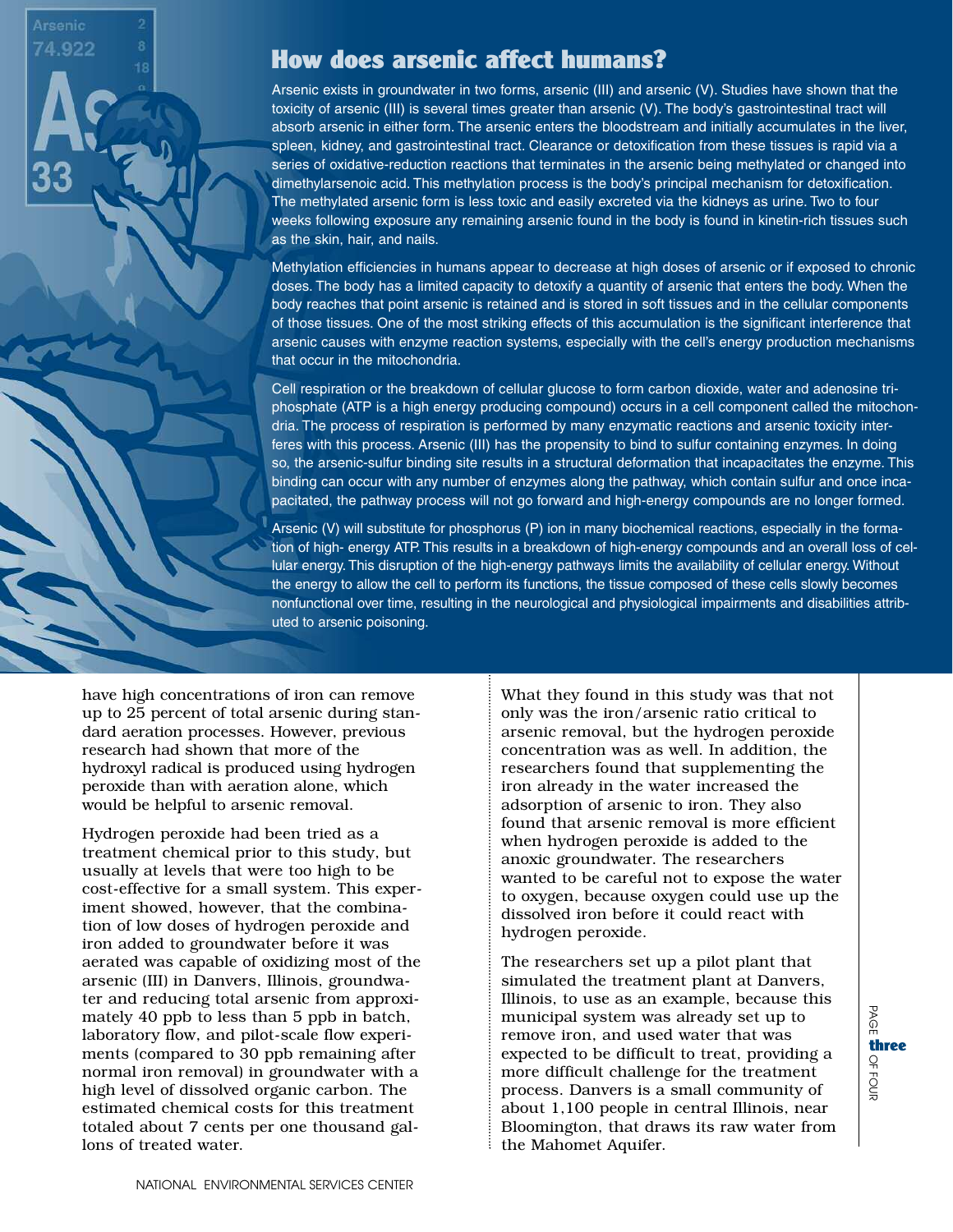## How does arsenic affect humans?

Arsenic exists in groundwater in two forms, arsenic (III) and arsenic (V). Studies have shown that the toxicity of arsenic (III) is several times greater than arsenic (V). The body's gastrointestinal tract will absorb arsenic in either form. The arsenic enters the bloodstream and initially accumulates in the liver, spleen, kidney, and gastrointestinal tract. Clearance or detoxification from these tissues is rapid via a series of oxidative-reduction reactions that terminates in the arsenic being methylated or changed into dimethylarsenoic acid. This methylation process is the body's principal mechanism for detoxification. The methylated arsenic form is less toxic and easily excreted via the kidneys as urine. Two to four weeks following exposure any remaining arsenic found in the body is found in kinetin-rich tissues such as the skin, hair, and nails.

Methylation efficiencies in humans appear to decrease at high doses of arsenic or if exposed to chronic doses. The body has a limited capacity to detoxify a quantity of arsenic that enters the body. When the body reaches that point arsenic is retained and is stored in soft tissues and in the cellular components of those tissues. One of the most striking effects of this accumulation is the significant interference that arsenic causes with enzyme reaction systems, especially with the cell's energy production mechanisms that occur in the mitochondria.

Cell respiration or the breakdown of cellular glucose to form carbon dioxide, water and adenosine triphosphate (ATP is a high energy producing compound) occurs in a cell component called the mitochondria. The process of respiration is performed by many enzymatic reactions and arsenic toxicity interferes with this process. Arsenic (III) has the propensity to bind to sulfur containing enzymes. In doing so, the arsenic-sulfur binding site results in a structural deformation that incapacitates the enzyme. This binding can occur with any number of enzymes along the pathway, which contain sulfur and once incapacitated, the pathway process will not go forward and high-energy compounds are no longer formed.

Arsenic (V) will substitute for phosphorus (P) ion in many biochemical reactions, especially in the formation of high- energy ATP. This results in a breakdown of high-energy compounds and an overall loss of cellular energy. This disruption of the high-energy pathways limits the availability of cellular energy. Without the energy to allow the cell to perform its functions, the tissue composed of these cells slowly becomes nonfunctional over time, resulting in the neurological and physiological impairments and disabilities attributed to arsenic poisoning.

have high concentrations of iron can remove up to 25 percent of total arsenic during standard aeration processes. However, previous research had shown that more of the hydroxyl radical is produced using hydrogen peroxide than with aeration alone, which would be helpful to arsenic removal.

Hydrogen peroxide had been tried as a treatment chemical prior to this study, but usually at levels that were too high to be cost-effective for a small system. This experiment showed, however, that the combination of low doses of hydrogen peroxide and iron added to groundwater before it was aerated was capable of oxidizing most of the arsenic (III) in Danvers, Illinois, groundwater and reducing total arsenic from approximately 40 ppb to less than 5 ppb in batch, laboratory flow, and pilot-scale flow experiments (compared to 30 ppb remaining after normal iron removal) in groundwater with a high level of dissolved organic carbon. The estimated chemical costs for this treatment totaled about 7 cents per one thousand gallons of treated water.

What they found in this study was that not only was the iron/arsenic ratio critical to arsenic removal, but the hydrogen peroxide concentration was as well. In addition, the researchers found that supplementing the iron already in the water increased the adsorption of arsenic to iron. They also found that arsenic removal is more efficient when hydrogen peroxide is added to the anoxic groundwater. The researchers wanted to be careful not to expose the water to oxygen, because oxygen could use up the dissolved iron before it could react with hydrogen peroxide.

The researchers set up a pilot plant that simulated the treatment plant at Danvers, Illinois, to use as an example, because this municipal system was already set up to remove iron, and used water that was expected to be difficult to treat, providing a more difficult challenge for the treatment process. Danvers is a small community of about 1,100 people in central Illinois, near Bloomington, that draws its raw water from the Mahomet Aquifer.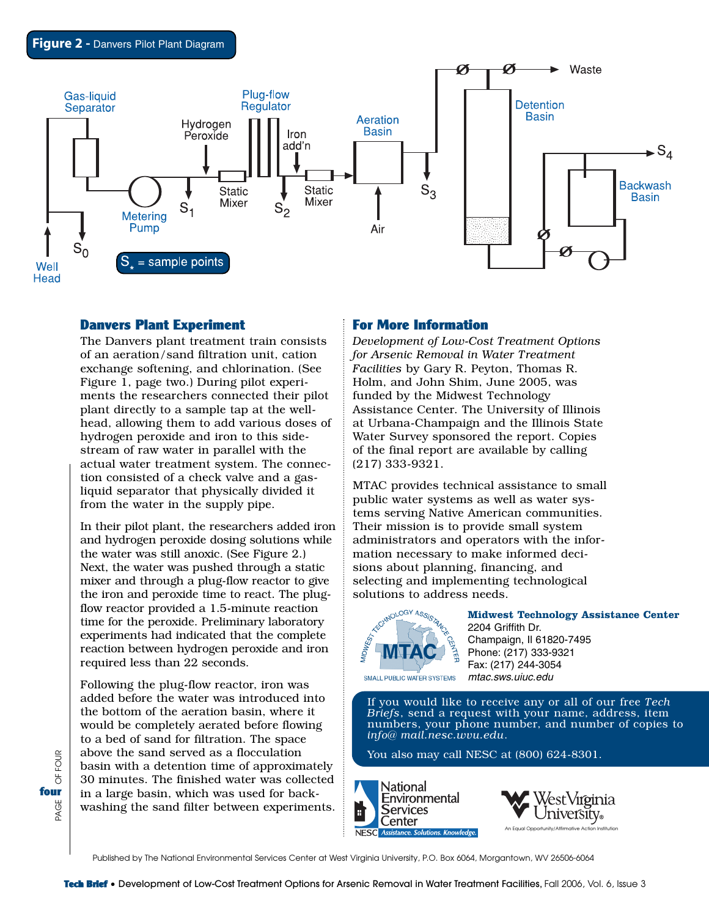**Figure 2 -** Danvers Pilot Plant Diagram

Gas-liquid Separator

Hydrogen Peroxide

Plug-flow Regulator

Iron add'n

Aeration Basin

Waste

Detention Basin

$S_4$

Backwash Basin

Static Mixer

Static Mixer

Metering Pump

$S_1$

$S_2$

$S_3$

Air

$S_0$

Well Head

$S_*$ = sample points

## Danvers Plant Experiment

The Danvers plant treatment train consists of an aeration/sand filtration unit, cation exchange softening, and chlorination. (See Figure 1, page two.) During pilot experiments the researchers connected their pilot plant directly to a sample tap at the wellhead, allowing them to add various doses of hydrogen peroxide and iron to this sidestream of raw water in parallel with the actual water treatment system. The connection consisted of a check valve and a gas-liquid separator that physically divided it from the water in the supply pipe.

In their pilot plant, the researchers added iron and hydrogen peroxide dosing solutions while the water was still anoxic. (See Figure 2.) Next, the water was pushed through a static mixer and through a plug-flow reactor to give the iron and peroxide time to react. The plug-flow reactor provided a 1.5-minute reaction time for the peroxide. Preliminary laboratory experiments had indicated that the complete reaction between hydrogen peroxide and iron required less than 22 seconds.

Following the plug-flow reactor, iron was added before the water was introduced into the bottom of the aeration basin, where it would be completely aerated before flowing to a bed of sand for filtration. The space above the sand served as a flocculation basin with a detention time of approximately 30 minutes. The finished water was collected in a large basin, which was used for backwashing the sand filter between experiments.

## For More Information

*Development of Low-Cost Treatment Options for Arsenic Removal in Water Treatment Facilities* by Gary R. Peyton, Thomas R. Holm, and John Shim, June 2005, was funded by the Midwest Technology Assistance Center. The University of Illinois at Urbana-Champaign and the Illinois State Water Survey sponsored the report. Copies of the final report are available by calling (217) 333-9321.

MTAC provides technical assistance to small public water systems as well as water systems serving Native American communities. Their mission is to provide small system administrators and operators with the information necessary to make informed decisions about planning, financing, and selecting and implementing technological solutions to address needs.

**Midwest Technology Assistance Center**
2204 Griffith Dr.
Champaign, Il 61820-7495
Phone: (217) 333-9321
Fax: (217) 244-3054
*mtac.sws.uiuc.edu*

If you would like to receive any or all of our free *Tech Briefs*, send a request with your name, address, item numbers, your phone number, and number of copies to *info@ mail.nesc.wvu.edu*.

You also may call NESC at (800) 624-8301.

National Environmental Services Center — NESC Assistance. Solutions. Knowledge.

West Virginia University — An Equal Opportunity/Affirmative Action Institution

Published by The National Environmental Services Center at West Virginia University, P.O. Box 6064, Morgantown, WV 26506-6064